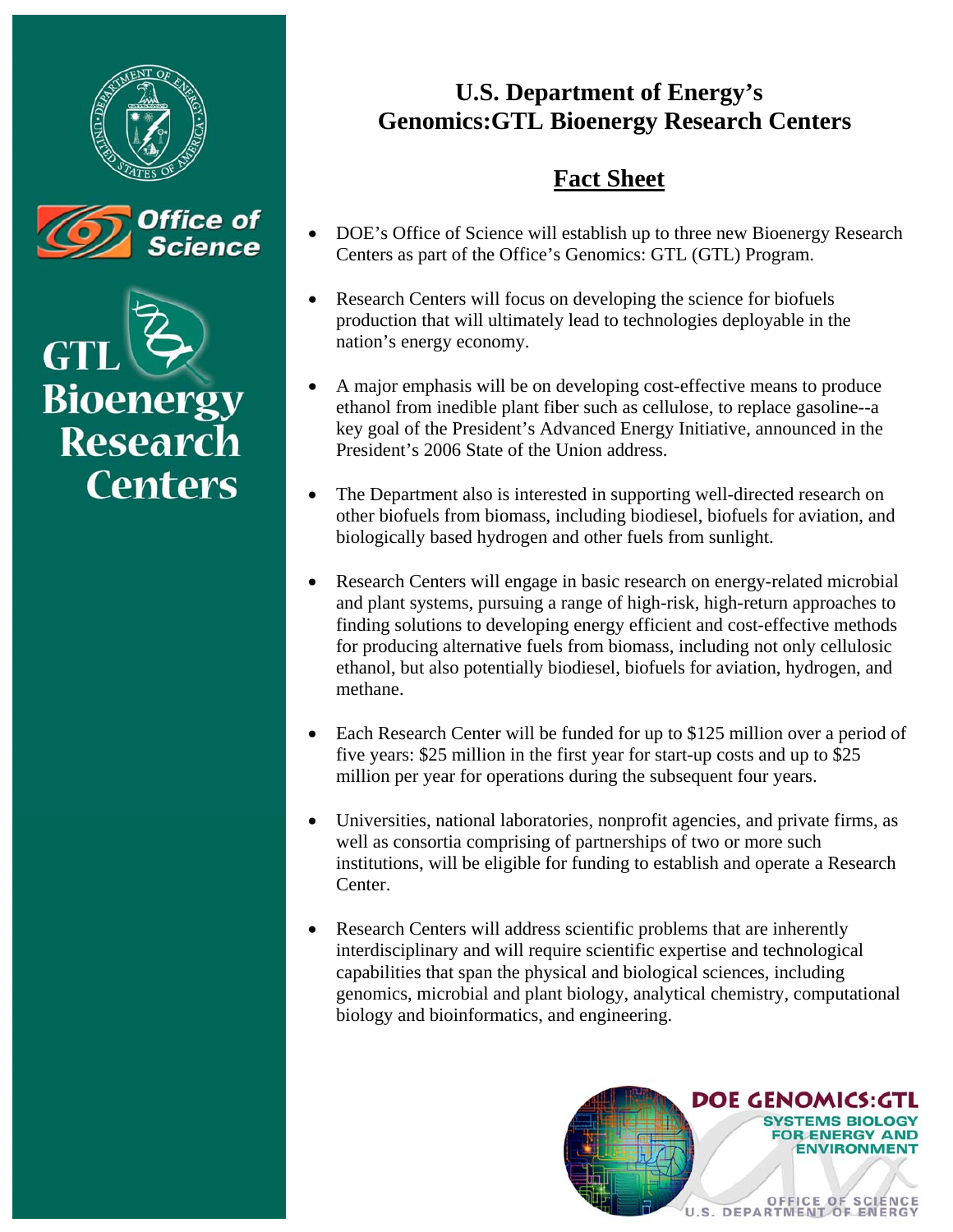# U.S. Department of Energy's Genomics:GTL Bioenergy Research Centers

## Fact Sheet

- DOE's Office of Science will establish up to three new Bioenergy Research Centers as part of the Office's Genomics: GTL (GTL) Program.

- Research Centers will focus on developing the science for biofuels production that will ultimately lead to technologies deployable in the nation's energy economy.

- A major emphasis will be on developing cost-effective means to produce ethanol from inedible plant fiber such as cellulose, to replace gasoline--a key goal of the President's Advanced Energy Initiative, announced in the President's 2006 State of the Union address.

- The Department also is interested in supporting well-directed research on other biofuels from biomass, including biodiesel, biofuels for aviation, and biologically based hydrogen and other fuels from sunlight.

- Research Centers will engage in basic research on energy-related microbial and plant systems, pursuing a range of high-risk, high-return approaches to finding solutions to developing energy efficient and cost-effective methods for producing alternative fuels from biomass, including not only cellulosic ethanol, but also potentially biodiesel, biofuels for aviation, hydrogen, and methane.

- Each Research Center will be funded for up to $125 million over a period of five years: $25 million in the first year for start-up costs and up to $25 million per year for operations during the subsequent four years.

- Universities, national laboratories, nonprofit agencies, and private firms, as well as consortia comprising of partnerships of two or more such institutions, will be eligible for funding to establish and operate a Research Center.

- Research Centers will address scientific problems that are inherently interdisciplinary and will require scientific expertise and technological capabilities that span the physical and biological sciences, including genomics, microbial and plant biology, analytical chemistry, computational biology and bioinformatics, and engineering.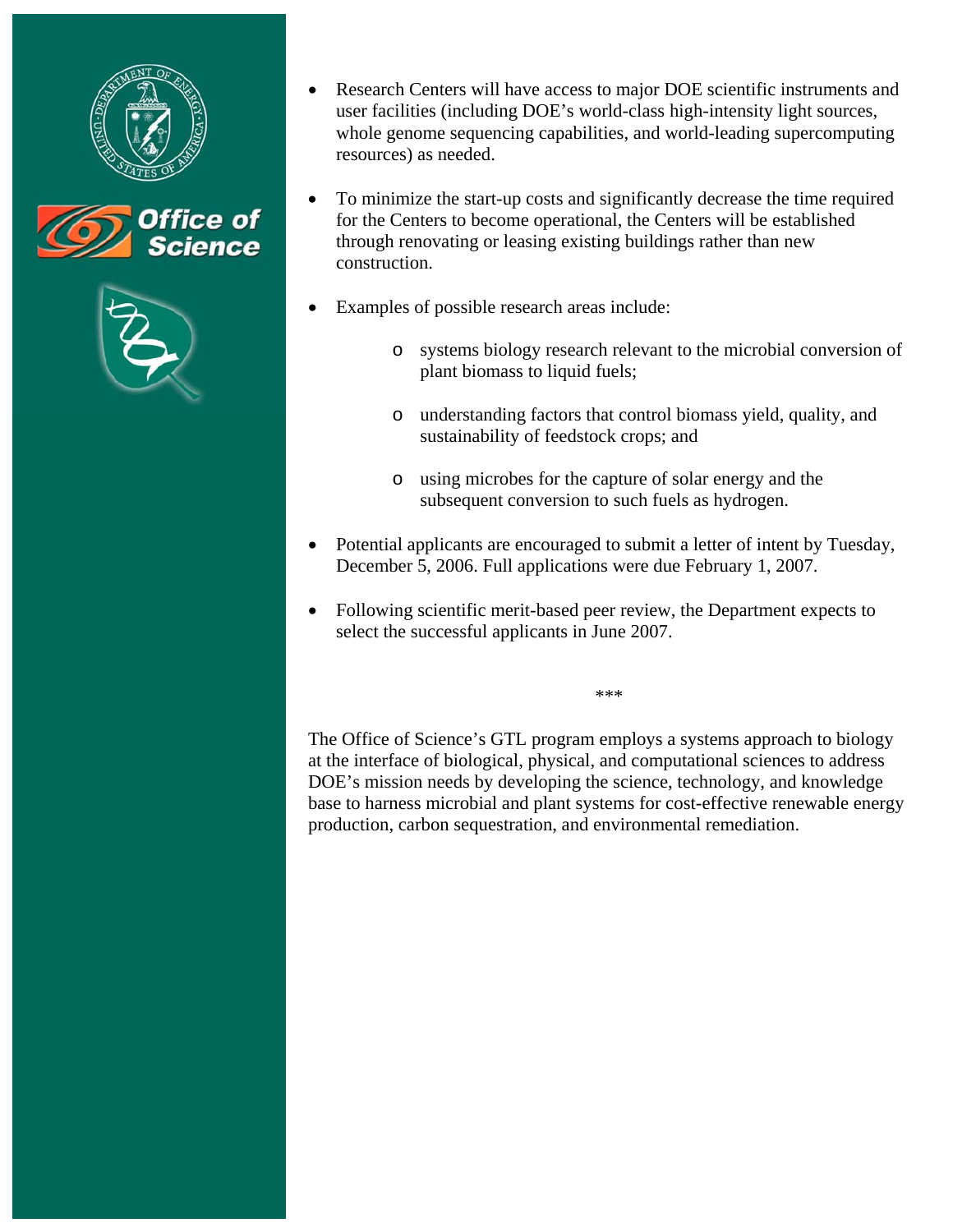- Research Centers will have access to major DOE scientific instruments and user facilities (including DOE's world-class high-intensity light sources, whole genome sequencing capabilities, and world-leading supercomputing resources) as needed.

- To minimize the start-up costs and significantly decrease the time required for the Centers to become operational, the Centers will be established through renovating or leasing existing buildings rather than new construction.

- Examples of possible research areas include:

  - systems biology research relevant to the microbial conversion of plant biomass to liquid fuels;

  - understanding factors that control biomass yield, quality, and sustainability of feedstock crops; and

  - using microbes for the capture of solar energy and the subsequent conversion to such fuels as hydrogen.

- Potential applicants are encouraged to submit a letter of intent by Tuesday, December 5, 2006. Full applications were due February 1, 2007.

- Following scientific merit-based peer review, the Department expects to select the successful applicants in June 2007.

***

The Office of Science's GTL program employs a systems approach to biology at the interface of biological, physical, and computational sciences to address DOE's mission needs by developing the science, technology, and knowledge base to harness microbial and plant systems for cost-effective renewable energy production, carbon sequestration, and environmental remediation.